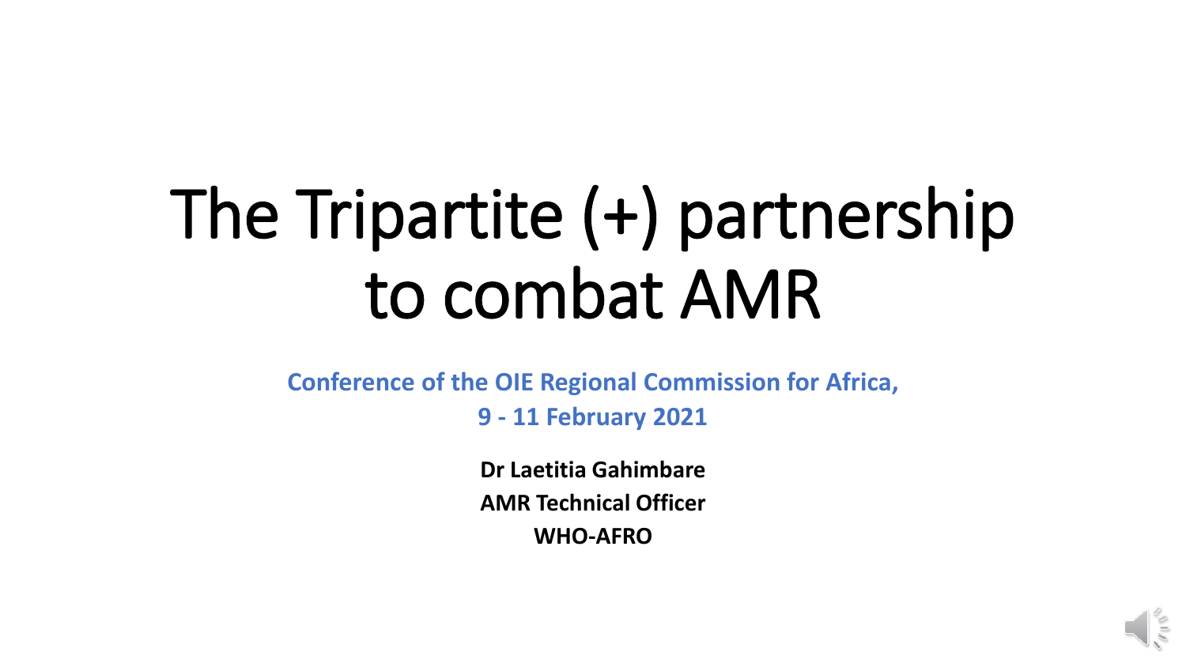# The Tripartite (+) partnership to combat AMR

**Conference of the OIE Regional Commission for Africa,**
**9 - 11 February 2021**

**Dr Laetitia Gahimbare**
**AMR Technical Officer**
**WHO-AFRO**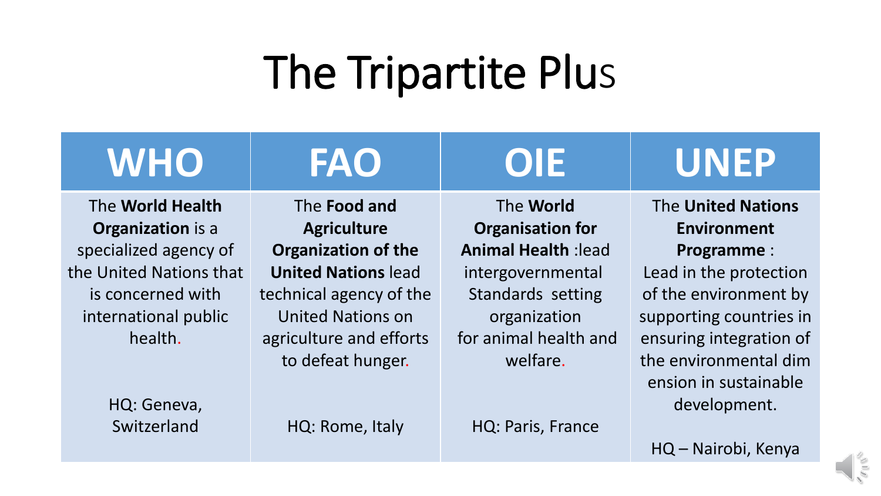# The Tripartite Plus

| WHO | FAO | OIE | UNEP |
| --- | --- | --- | --- |
| The **World Health Organization** is a specialized agency of the United Nations that is concerned with international public health.<br><br>HQ: Geneva, Switzerland | The **Food and Agriculture Organization of the United Nations** lead technical agency of the United Nations on agriculture and efforts to defeat hunger.<br><br>HQ: Rome, Italy | The **World Organisation for Animal Health** :lead intergovernmental Standards setting organization for animal health and welfare.<br><br>HQ: Paris, France | The **United Nations Environment Programme** : Lead in the protection of the environment by supporting countries in ensuring integration of the environmental dim ension in sustainable development.<br><br>HQ – Nairobi, Kenya |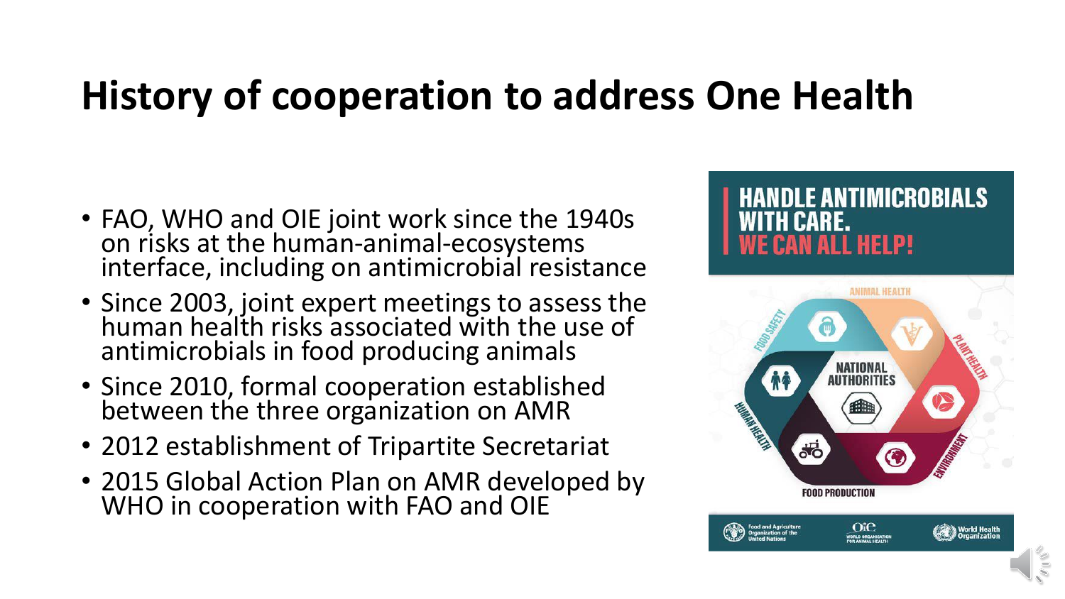# History of cooperation to address One Health

- FAO, WHO and OIE joint work since the 1940s on risks at the human-animal-ecosystems interface, including on antimicrobial resistance
- Since 2003, joint expert meetings to assess the human health risks associated with the use of antimicrobials in food producing animals
- Since 2010, formal cooperation established between the three organization on AMR
- 2012 establishment of Tripartite Secretariat
- 2015 Global Action Plan on AMR developed by WHO in cooperation with FAO and OIE

**HANDLE ANTIMICROBIALS WITH CARE. WE CAN ALL HELP!**

ANIMAL HEALTH · PLANT HEALTH · ENVIRONMENT · FOOD PRODUCTION · HUMAN HEALTH · FOOD SAFETY · NATIONAL AUTHORITIES

Food and Agriculture Organization of the United Nations · OIE World Organisation for Animal Health · World Health Organization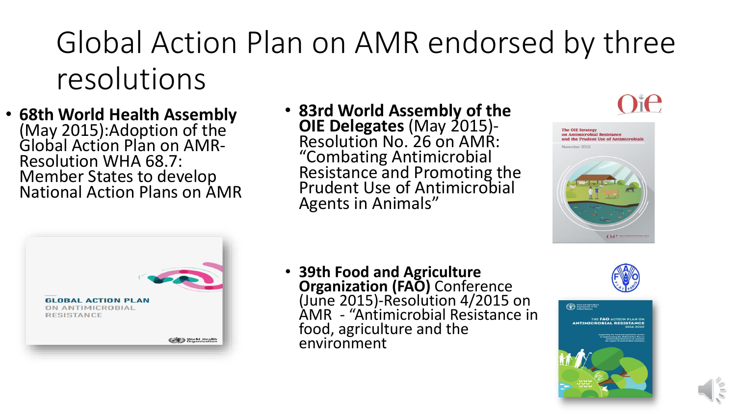# Global Action Plan on AMR endorsed by three resolutions

- **68th World Health Assembly** (May 2015):Adoption of the Global Action Plan on AMR- Resolution WHA 68.7: Member States to develop National Action Plans on AMR

- **83rd World Assembly of the OIE Delegates** (May 2015)- Resolution No. 26 on AMR: "Combating Antimicrobial Resistance and Promoting the Prudent Use of Antimicrobial Agents in Animals"

- **39th Food and Agriculture Organization (FAO)** Conference (June 2015)-Resolution 4/2015 on AMR - "Antimicrobial Resistance in food, agriculture and the environment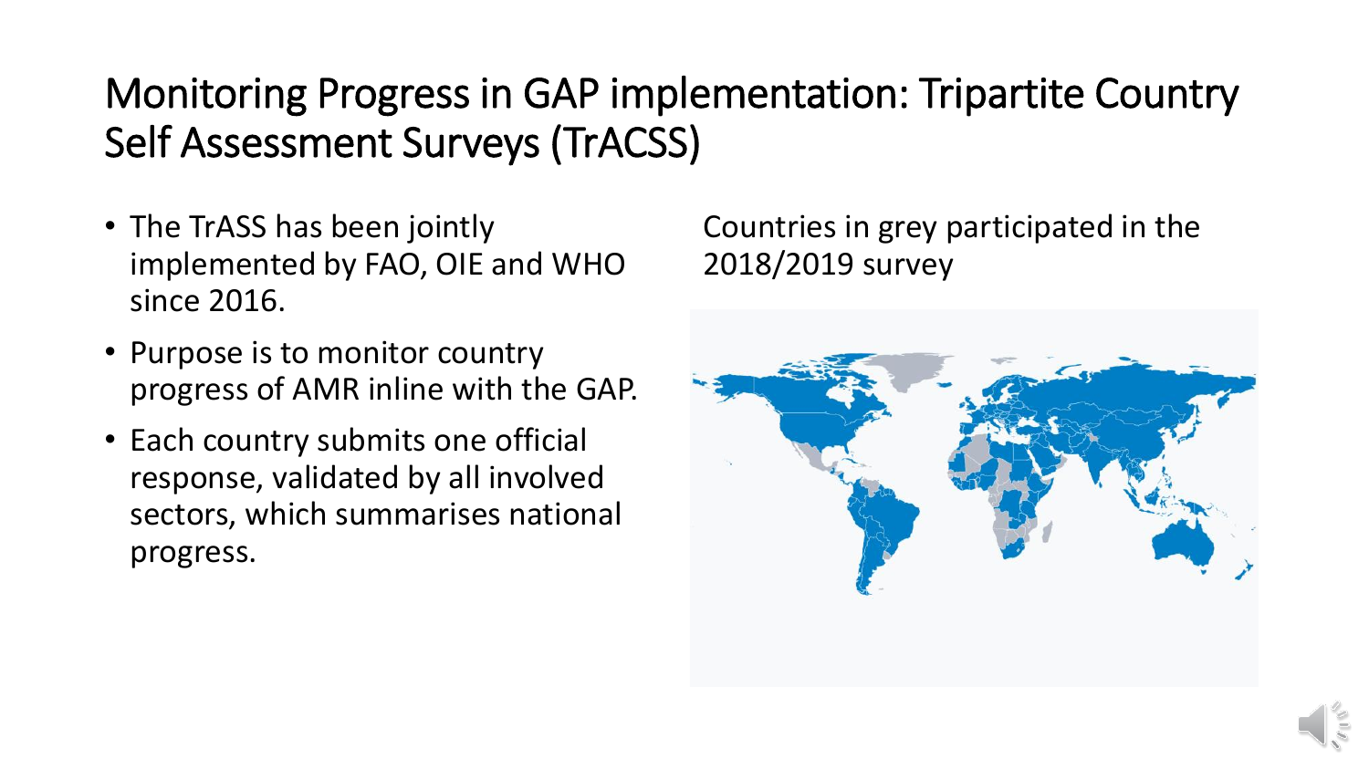# Monitoring Progress in GAP implementation: Tripartite Country Self Assessment Surveys (TrACSS)

- The TrASS has been jointly implemented by FAO, OIE and WHO since 2016.
- Purpose is to monitor country progress of AMR inline with the GAP.
- Each country submits one official response, validated by all involved sectors, which summarises national progress.

Countries in grey participated in the 2018/2019 survey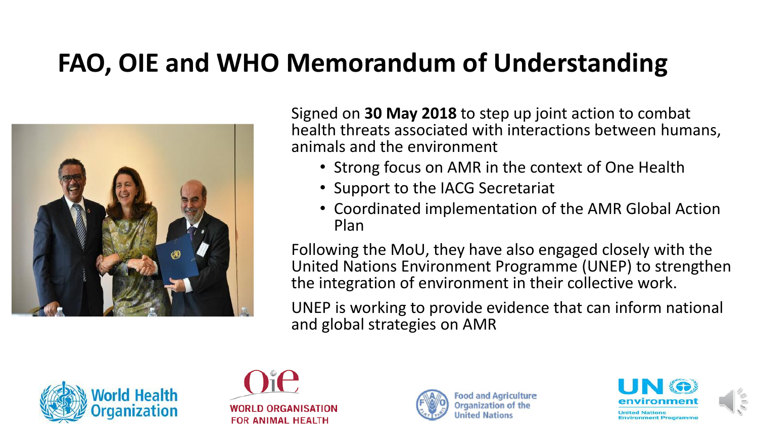# FAO, OIE and WHO Memorandum of Understanding

Signed on **30 May 2018** to step up joint action to combat health threats associated with interactions between humans, animals and the environment

- Strong focus on AMR in the context of One Health
- Support to the IACG Secretariat
- Coordinated implementation of the AMR Global Action Plan

Following the MoU, they have also engaged closely with the United Nations Environment Programme (UNEP) to strengthen the integration of environment in their collective work.

UNEP is working to provide evidence that can inform national and global strategies on AMR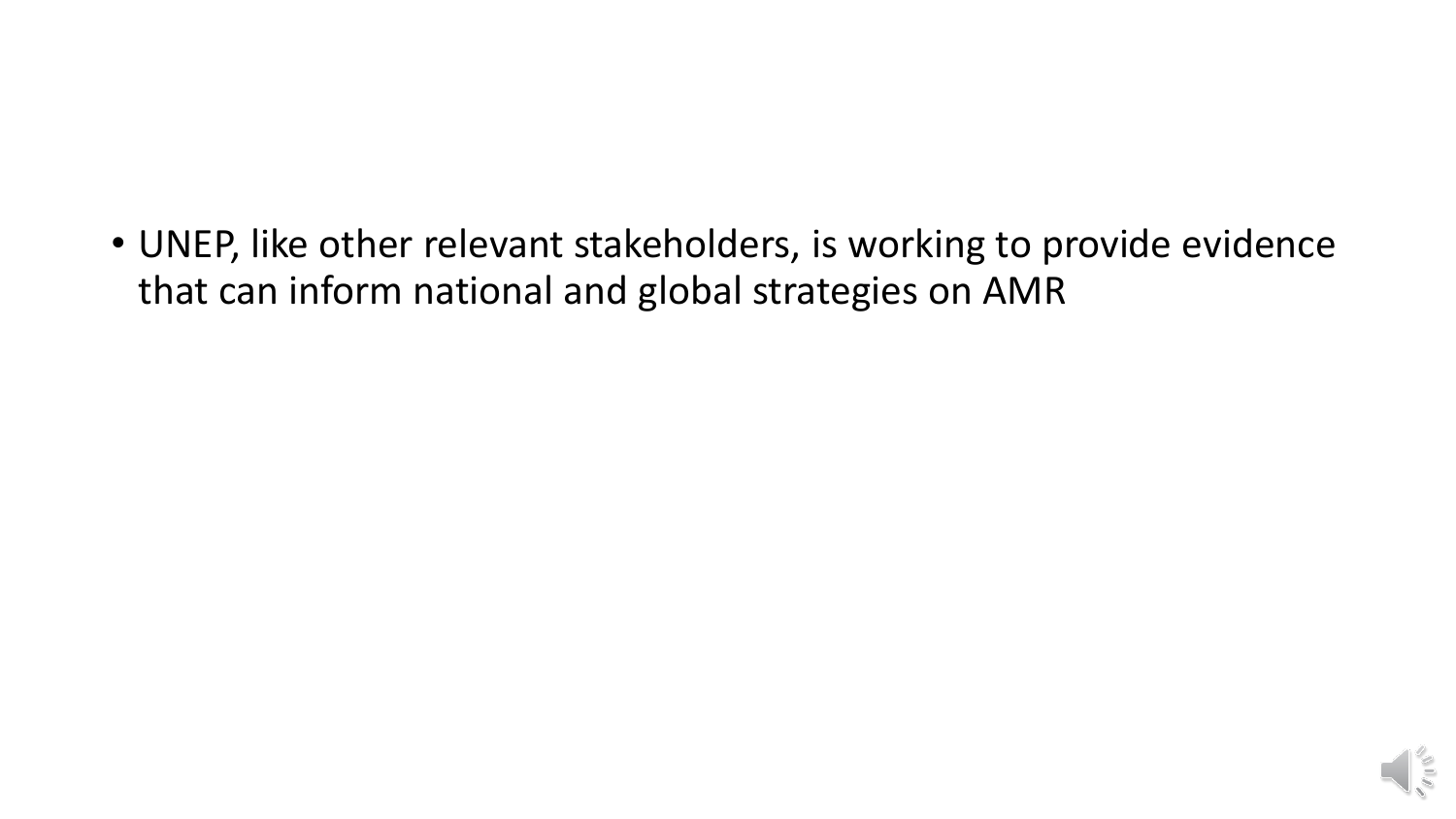- UNEP, like other relevant stakeholders, is working to provide evidence that can inform national and global strategies on AMR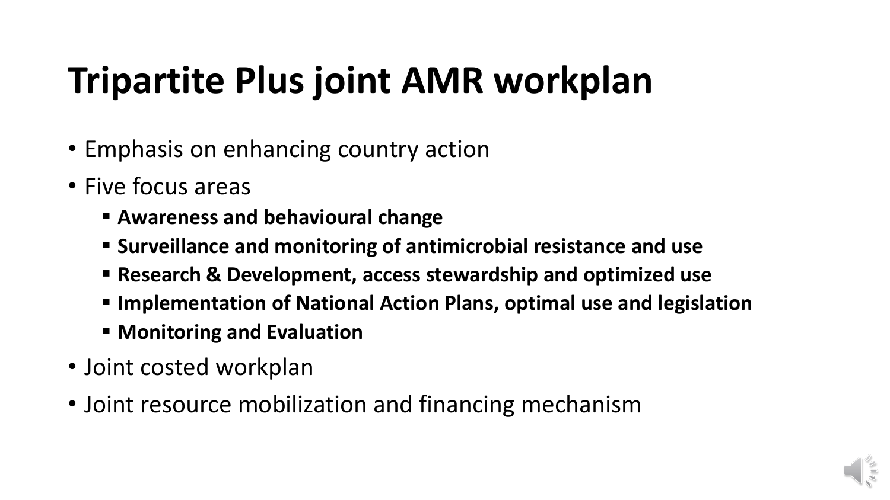# Tripartite Plus joint AMR workplan

- Emphasis on enhancing country action
- Five focus areas
  - **Awareness and behavioural change**
  - **Surveillance and monitoring of antimicrobial resistance and use**
  - **Research & Development, access stewardship and optimized use**
  - **Implementation of National Action Plans, optimal use and legislation**
  - **Monitoring and Evaluation**
- Joint costed workplan
- Joint resource mobilization and financing mechanism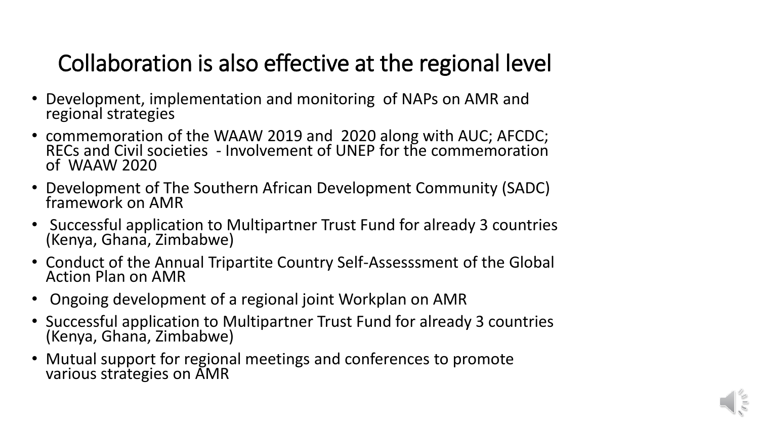# Collaboration is also effective at the regional level

- Development, implementation and monitoring of NAPs on AMR and regional strategies
- commemoration of the WAAW 2019 and 2020 along with AUC; AFCDC; RECs and Civil societies - Involvement of UNEP for the commemoration of WAAW 2020
- Development of The Southern African Development Community (SADC) framework on AMR
- Successful application to Multipartner Trust Fund for already 3 countries (Kenya, Ghana, Zimbabwe)
- Conduct of the Annual Tripartite Country Self-Assesssment of the Global Action Plan on AMR
- Ongoing development of a regional joint Workplan on AMR
- Successful application to Multipartner Trust Fund for already 3 countries (Kenya, Ghana, Zimbabwe)
- Mutual support for regional meetings and conferences to promote various strategies on AMR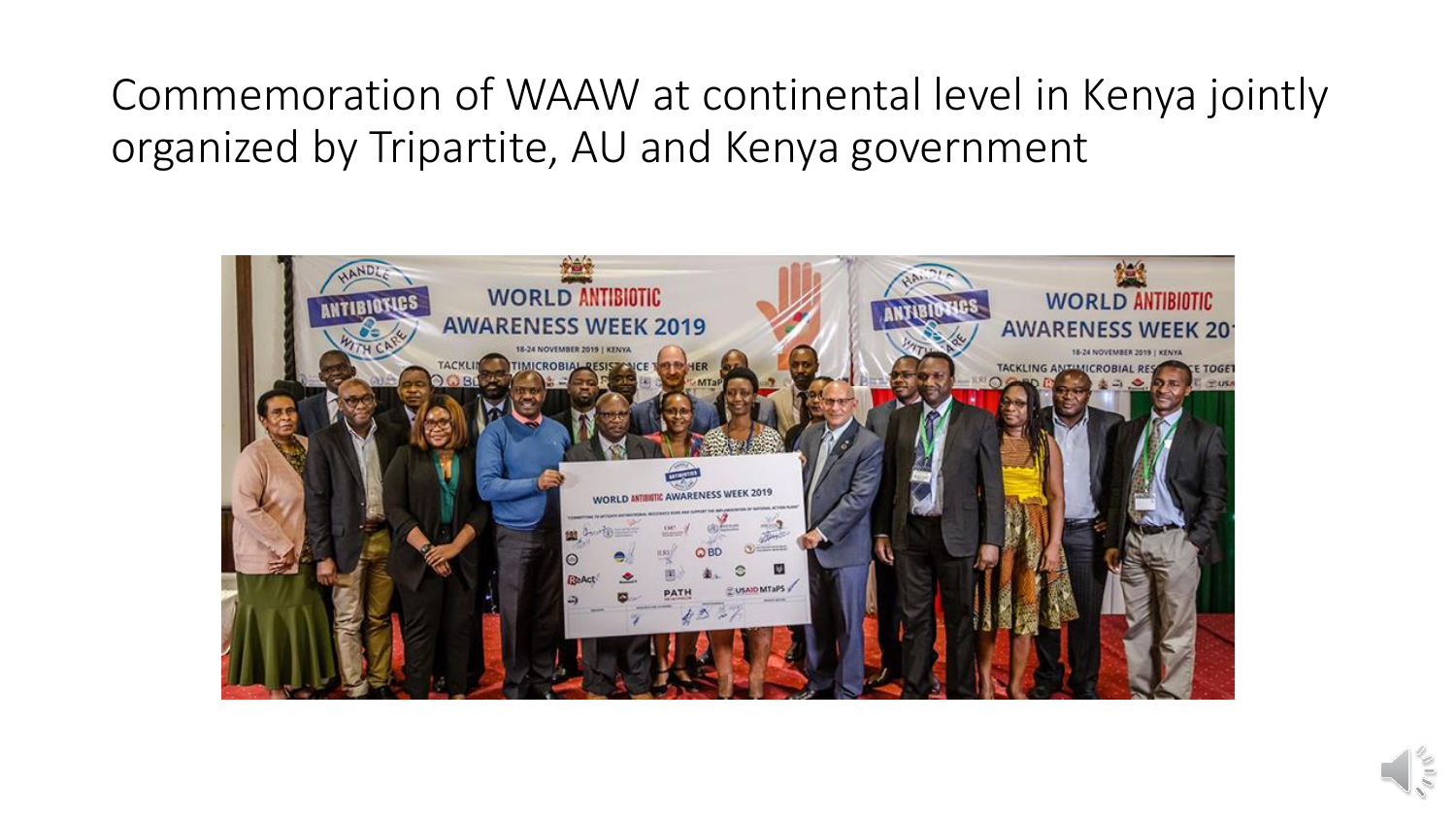# Commemoration of WAAW at continental level in Kenya jointly organized by Tripartite, AU and Kenya government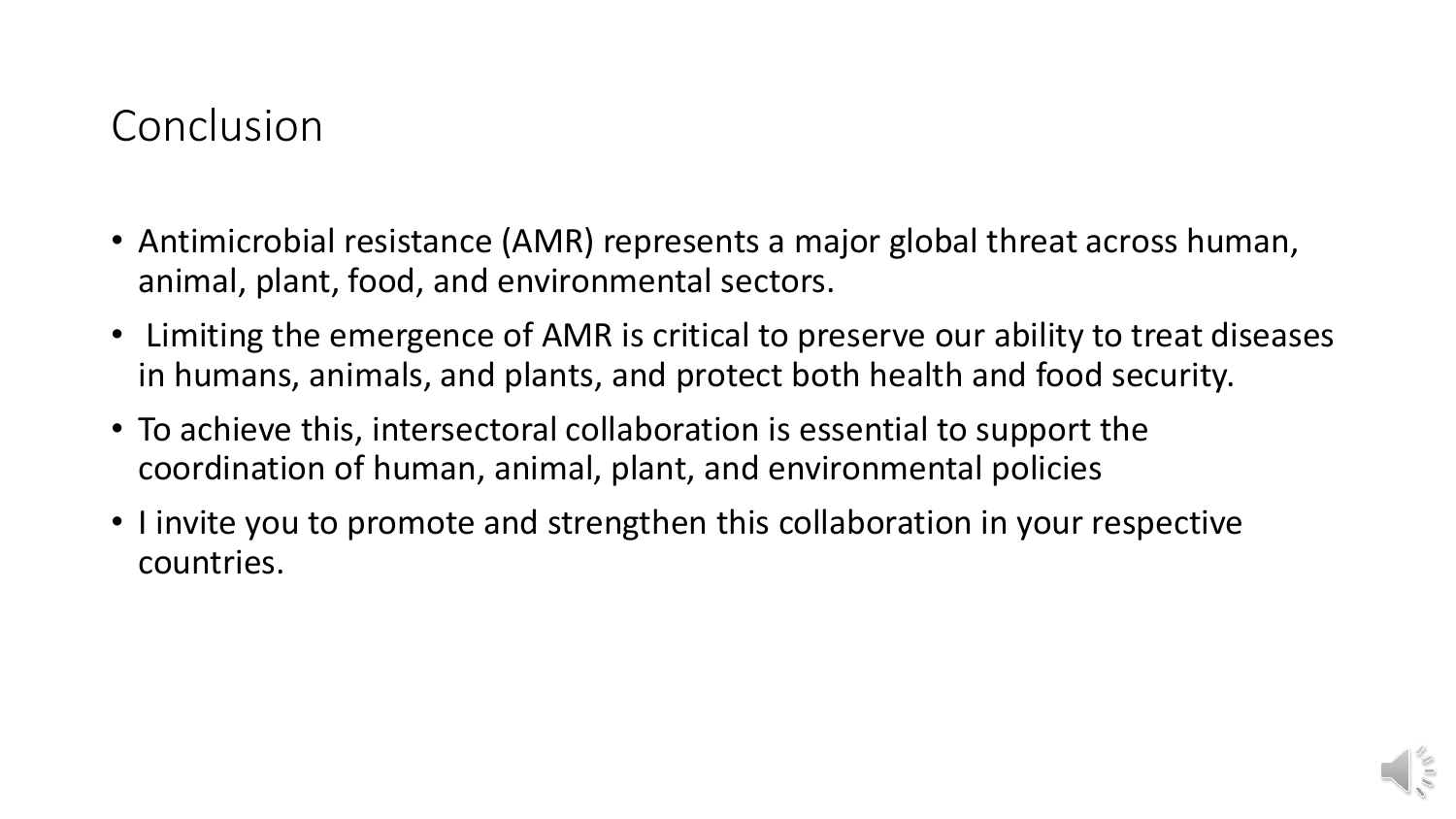# Conclusion

- Antimicrobial resistance (AMR) represents a major global threat across human, animal, plant, food, and environmental sectors.
- Limiting the emergence of AMR is critical to preserve our ability to treat diseases in humans, animals, and plants, and protect both health and food security.
- To achieve this, intersectoral collaboration is essential to support the coordination of human, animal, plant, and environmental policies
- I invite you to promote and strengthen this collaboration in your respective countries.